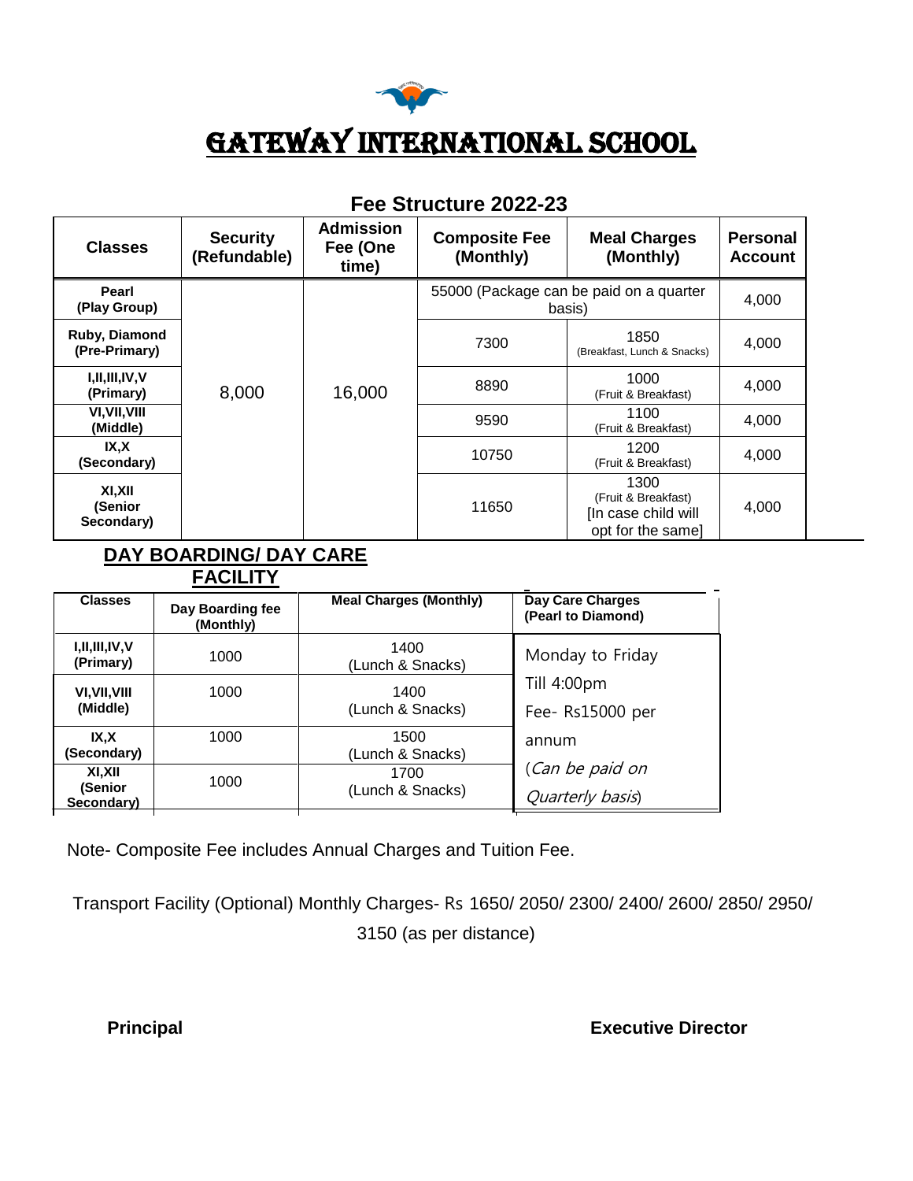# GATEWAY INTERNATIONAL SCHOOL

## Fee Structure 2022-23

| Classes | Security (Refundable) | Admission Fee (One time) | Composite Fee (Monthly) | Meal Charges (Monthly) | Personal Account |
|---|---|---|---|---|---|
| Pearl (Play Group) | 8,000 | 16,000 | 55000 (Package can be paid on a quarter basis) | | 4,000 |
| Ruby, Diamond (Pre-Primary) | | | 7300 | 1850 (Breakfast, Lunch & Snacks) | 4,000 |
| I,II,III,IV,V (Primary) | | | 8890 | 1000 (Fruit & Breakfast) | 4,000 |
| VI,VII,VIII (Middle) | | | 9590 | 1100 (Fruit & Breakfast) | 4,000 |
| IX,X (Secondary) | | | 10750 | 1200 (Fruit & Breakfast) | 4,000 |
| XI,XII (Senior Secondary) | | | 11650 | 1300 (Fruit & Breakfast) [In case child will opt for the same] | 4,000 |

## DAY BOARDING/ DAY CARE FACILITY

| Classes | Day Boarding fee (Monthly) | Meal Charges (Monthly) | Day Care Charges (Pearl to Diamond) |
|---|---|---|---|
| I,II,III,IV,V (Primary) | 1000 | 1400 (Lunch & Snacks) | Monday to Friday Till 4:00pm Fee- Rs15000 per annum (*Can be paid on Quarterly basis*) |
| VI,VII,VIII (Middle) | 1000 | 1400 (Lunch & Snacks) | |
| IX,X (Secondary) | 1000 | 1500 (Lunch & Snacks) | |
| XI,XII (Senior Secondary) | 1000 | 1700 (Lunch & Snacks) | |

Note- Composite Fee includes Annual Charges and Tuition Fee.

Transport Facility (Optional) Monthly Charges- Rs 1650/ 2050/ 2300/ 2400/ 2600/ 2850/ 2950/ 3150 (as per distance)

**Principal** **Executive Director**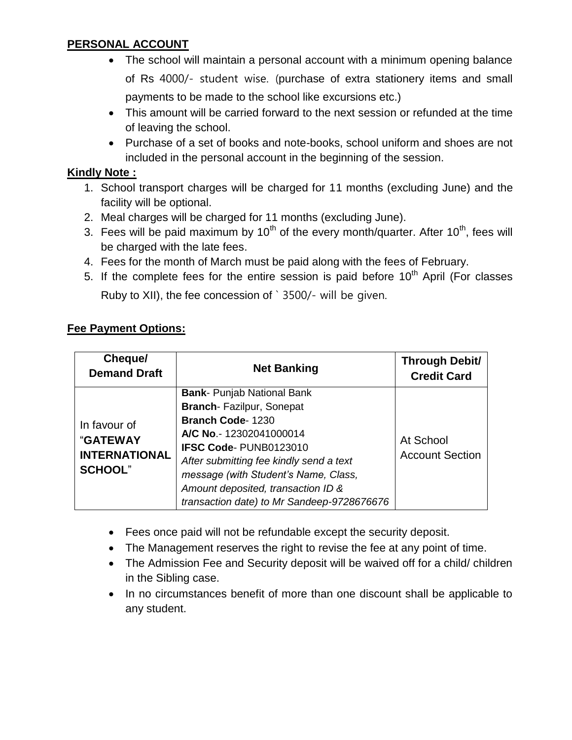**PERSONAL ACCOUNT**

- The school will maintain a personal account with a minimum opening balance of Rs 4000/- student wise. (purchase of extra stationery items and small payments to be made to the school like excursions etc.)
- This amount will be carried forward to the next session or refunded at the time of leaving the school.
- Purchase of a set of books and note-books, school uniform and shoes are not included in the personal account in the beginning of the session.

**Kindly Note :**

1. School transport charges will be charged for 11 months (excluding June) and the facility will be optional.
2. Meal charges will be charged for 11 months (excluding June).
3. Fees will be paid maximum by 10th of the every month/quarter. After 10th, fees will be charged with the late fees.
4. Fees for the month of March must be paid along with the fees of February.
5. If the complete fees for the entire session is paid before 10th April (For classes Ruby to XII), the fee concession of ` 3500/- will be given.

**Fee Payment Options:**

| Cheque/ Demand Draft | Net Banking | Through Debit/ Credit Card |
|---|---|---|
| In favour of "**GATEWAY INTERNATIONAL SCHOOL**" | **Bank**- Punjab National Bank<br>**Branch**- Fazilpur, Sonepat<br>**Branch Code**- 1230<br>**A/C No**.- 12302041000014<br>**IFSC Code**- PUNB0123010<br>*After submitting fee kindly send a text message (with Student's Name, Class, Amount deposited, transaction ID & transaction date) to Mr Sandeep-9728676676* | At School Account Section |

- Fees once paid will not be refundable except the security deposit.
- The Management reserves the right to revise the fee at any point of time.
- The Admission Fee and Security deposit will be waived off for a child/ children in the Sibling case.
- In no circumstances benefit of more than one discount shall be applicable to any student.